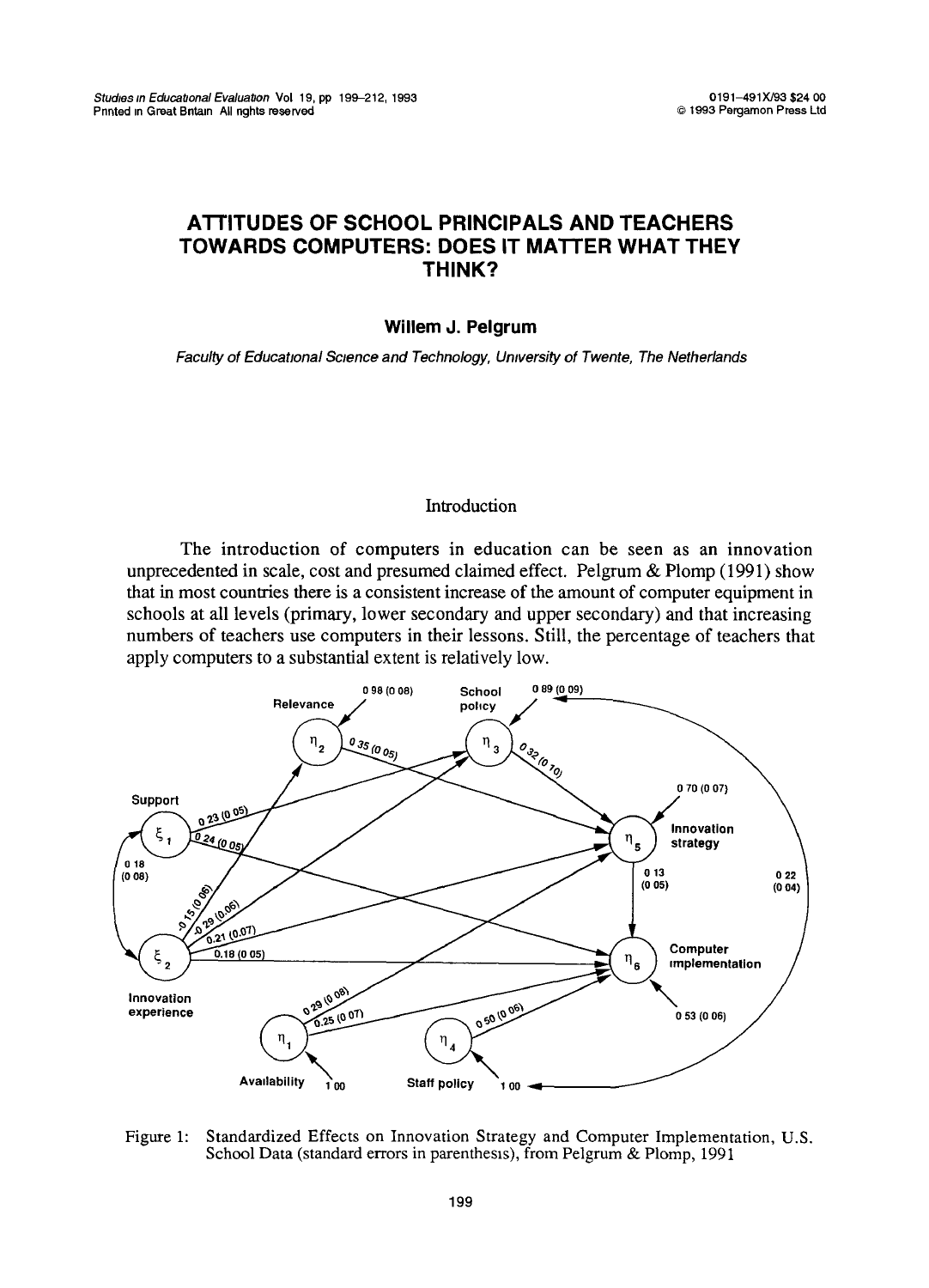# ATTITUDES OF SCHOOL PRINCIPALS AND TEACHERS TOWARDS COMPUTERS: DOES IT MATTER WHAT THEY THINK?

**Willem J. Pelgrum**

*Faculty of Educational Science and Technology, University of Twente, The Netherlands*

## Introduction

The introduction of computers in education can be seen as an innovation unprecedented in scale, cost and presumed claimed effect. Pelgrum & Plomp (1991) show that in most countries there is a consistent increase of the amount of computer equipment in schools at all levels (primary, lower secondary and upper secondary) and that increasing numbers of teachers use computers in their lessons. Still, the percentage of teachers that apply computers to a substantial extent is relatively low.

Figure 1: Standardized Effects on Innovation Strategy and Computer Implementation, U.S. School Data (standard errors in parenthesis), from Pelgrum & Plomp, 1991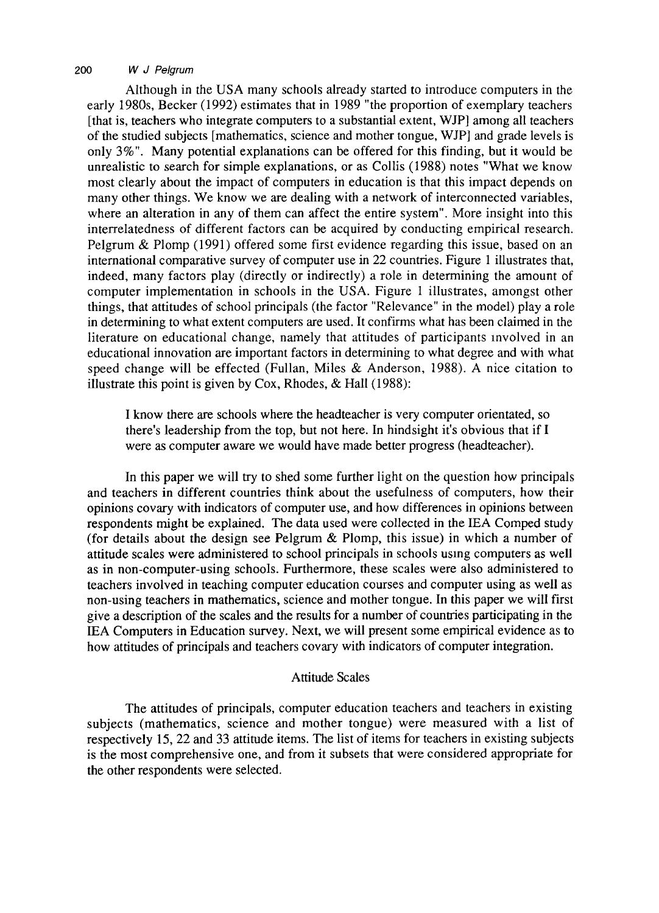Although in the USA many schools already started to introduce computers in the early 1980s, Becker (1992) estimates that in 1989 "the proportion of exemplary teachers [that is, teachers who integrate computers to a substantial extent, WJP] among all teachers of the studied subjects [mathematics, science and mother tongue, WJP] and grade levels is only 3%". Many potential explanations can be offered for this finding, but it would be unrealistic to search for simple explanations, or as Collis (1988) notes "What we know most clearly about the impact of computers in education is that this impact depends on many other things. We know we are dealing with a network of interconnected variables, where an alteration in any of them can affect the entire system". More insight into this interrelatedness of different factors can be acquired by conducting empirical research. Pelgrum & Plomp (1991) offered some first evidence regarding this issue, based on an international comparative survey of computer use in 22 countries. Figure 1 illustrates that, indeed, many factors play (directly or indirectly) a role in determining the amount of computer implementation in schools in the USA. Figure 1 illustrates, amongst other things, that attitudes of school principals (the factor "Relevance" in the model) play a role in determining to what extent computers are used. It confirms what has been claimed in the literature on educational change, namely that attitudes of participants involved in an educational innovation are important factors in determining to what degree and with what speed change will be effected (Fullan, Miles & Anderson, 1988). A nice citation to illustrate this point is given by Cox, Rhodes, & Hall (1988):

> I know there are schools where the headteacher is very computer orientated, so there's leadership from the top, but not here. In hindsight it's obvious that if I were as computer aware we would have made better progress (headteacher).

In this paper we will try to shed some further light on the question how principals and teachers in different countries think about the usefulness of computers, how their opinions covary with indicators of computer use, and how differences in opinions between respondents might be explained. The data used were collected in the IEA Comped study (for details about the design see Pelgrum & Plomp, this issue) in which a number of attitude scales were administered to school principals in schools using computers as well as in non-computer-using schools. Furthermore, these scales were also administered to teachers involved in teaching computer education courses and computer using as well as non-using teachers in mathematics, science and mother tongue. In this paper we will first give a description of the scales and the results for a number of countries participating in the IEA Computers in Education survey. Next, we will present some empirical evidence as to how attitudes of principals and teachers covary with indicators of computer integration.

## Attitude Scales

The attitudes of principals, computer education teachers and teachers in existing subjects (mathematics, science and mother tongue) were measured with a list of respectively 15, 22 and 33 attitude items. The list of items for teachers in existing subjects is the most comprehensive one, and from it subsets that were considered appropriate for the other respondents were selected.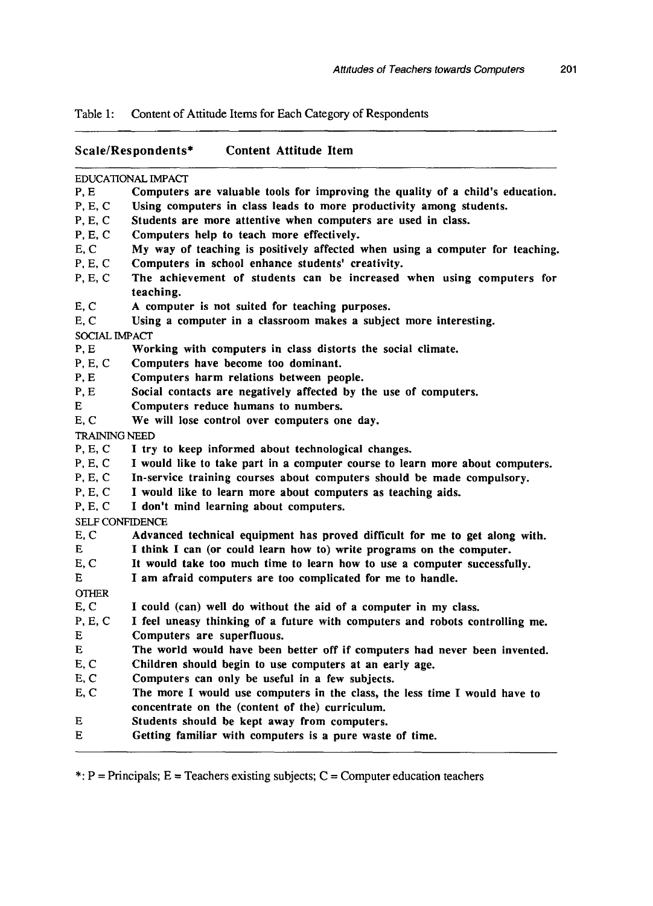Table 1: Content of Attitude Items for Each Category of Respondents

| Scale/Respondents* | Content Attitude Item |
|---|---|
| EDUCATIONAL IMPACT | |
| P, E | Computers are valuable tools for improving the quality of a child's education. |
| P, E, C | Using computers in class leads to more productivity among students. |
| P, E, C | Students are more attentive when computers are used in class. |
| P, E, C | Computers help to teach more effectively. |
| E, C | My way of teaching is positively affected when using a computer for teaching. |
| P, E, C | Computers in school enhance students' creativity. |
| P, E, C | The achievement of students can be increased when using computers for teaching. |
| E, C | A computer is not suited for teaching purposes. |
| E, C | Using a computer in a classroom makes a subject more interesting. |
| SOCIAL IMPACT | |
| P, E | Working with computers in class distorts the social climate. |
| P, E, C | Computers have become too dominant. |
| P, E | Computers harm relations between people. |
| P, E | Social contacts are negatively affected by the use of computers. |
| E | Computers reduce humans to numbers. |
| E, C | We will lose control over computers one day. |
| TRAINING NEED | |
| P, E, C | I try to keep informed about technological changes. |
| P, E, C | I would like to take part in a computer course to learn more about computers. |
| P, E, C | In-service training courses about computers should be made compulsory. |
| P, E, C | I would like to learn more about computers as teaching aids. |
| P, E, C | I don't mind learning about computers. |
| SELF CONFIDENCE | |
| E, C | Advanced technical equipment has proved difficult for me to get along with. |
| E | I think I can (or could learn how to) write programs on the computer. |
| E, C | It would take too much time to learn how to use a computer successfully. |
| E | I am afraid computers are too complicated for me to handle. |
| OTHER | |
| E, C | I could (can) well do without the aid of a computer in my class. |
| P, E, C | I feel uneasy thinking of a future with computers and robots controlling me. |
| E | Computers are superfluous. |
| E | The world would have been better off if computers had never been invented. |
| E, C | Children should begin to use computers at an early age. |
| E, C | Computers can only be useful in a few subjects. |
| E, C | The more I would use computers in the class, the less time I would have to concentrate on the (content of the) curriculum. |
| E | Students should be kept away from computers. |
| E | Getting familiar with computers is a pure waste of time. |

*: P = Principals; E = Teachers existing subjects; C = Computer education teachers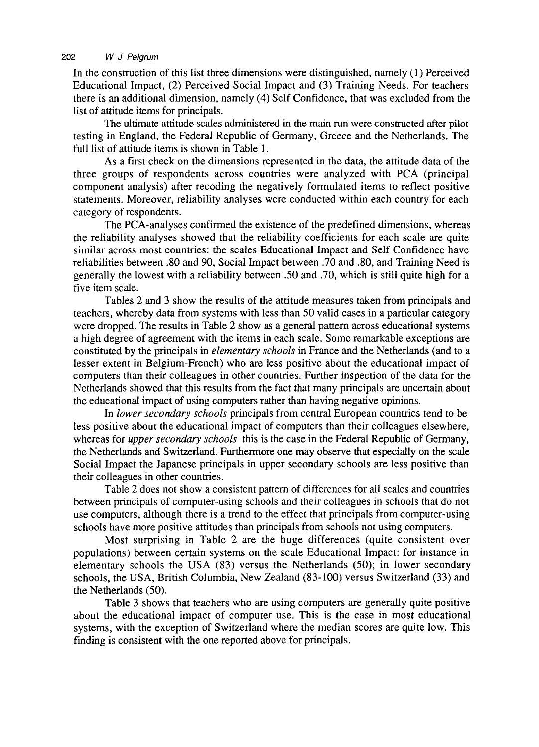In the construction of this list three dimensions were distinguished, namely (1) Perceived Educational Impact, (2) Perceived Social Impact and (3) Training Needs. For teachers there is an additional dimension, namely (4) Self Confidence, that was excluded from the list of attitude items for principals.

The ultimate attitude scales administered in the main run were constructed after pilot testing in England, the Federal Republic of Germany, Greece and the Netherlands. The full list of attitude items is shown in Table 1.

As a first check on the dimensions represented in the data, the attitude data of the three groups of respondents across countries were analyzed with PCA (principal component analysis) after recoding the negatively formulated items to reflect positive statements. Moreover, reliability analyses were conducted within each country for each category of respondents.

The PCA-analyses confirmed the existence of the predefined dimensions, whereas the reliability analyses showed that the reliability coefficients for each scale are quite similar across most countries: the scales Educational Impact and Self Confidence have reliabilities between .80 and 90, Social Impact between .70 and .80, and Training Need is generally the lowest with a reliability between .50 and .70, which is still quite high for a five item scale.

Tables 2 and 3 show the results of the attitude measures taken from principals and teachers, whereby data from systems with less than 50 valid cases in a particular category were dropped. The results in Table 2 show as a general pattern across educational systems a high degree of agreement with the items in each scale. Some remarkable exceptions are constituted by the principals in *elementary schools* in France and the Netherlands (and to a lesser extent in Belgium-French) who are less positive about the educational impact of computers than their colleagues in other countries. Further inspection of the data for the Netherlands showed that this results from the fact that many principals are uncertain about the educational impact of using computers rather than having negative opinions.

In *lower secondary schools* principals from central European countries tend to be less positive about the educational impact of computers than their colleagues elsewhere, whereas for *upper secondary schools* this is the case in the Federal Republic of Germany, the Netherlands and Switzerland. Furthermore one may observe that especially on the scale Social Impact the Japanese principals in upper secondary schools are less positive than their colleagues in other countries.

Table 2 does not show a consistent pattern of differences for all scales and countries between principals of computer-using schools and their colleagues in schools that do not use computers, although there is a trend to the effect that principals from computer-using schools have more positive attitudes than principals from schools not using computers.

Most surprising in Table 2 are the huge differences (quite consistent over populations) between certain systems on the scale Educational Impact: for instance in elementary schools the USA (83) versus the Netherlands (50); in lower secondary schools, the USA, British Columbia, New Zealand (83-100) versus Switzerland (33) and the Netherlands (50).

Table 3 shows that teachers who are using computers are generally quite positive about the educational impact of computer use. This is the case in most educational systems, with the exception of Switzerland where the median scores are quite low. This finding is consistent with the one reported above for principals.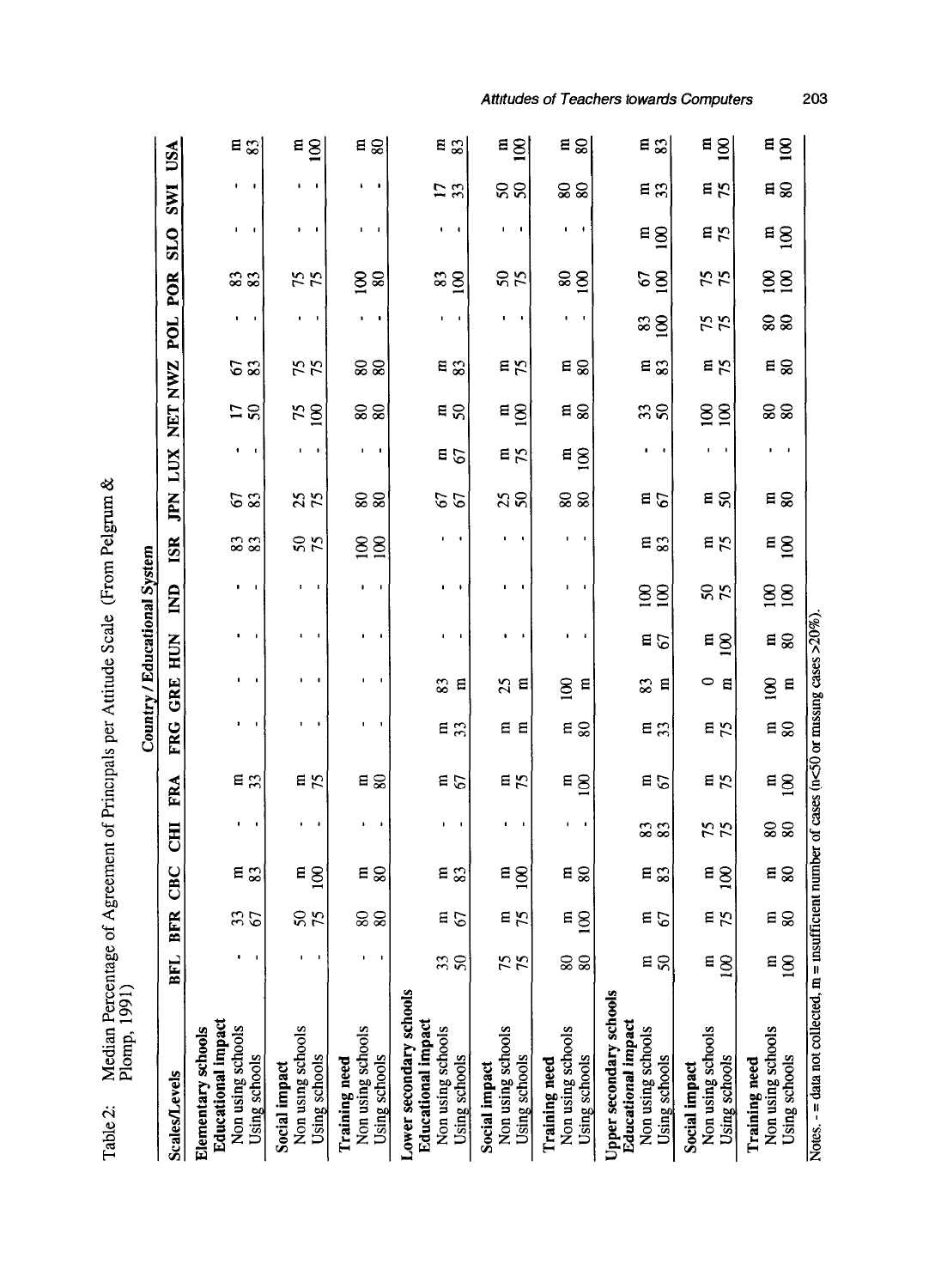Table 2: Median Percentage of Agreement of Principals per Attitude Scale (From Pelgrum & Plomp, 1991)

| Scales/Levels | Country / Educational System | | | | | | | | | | | | | | | | | | |
|---|---|---|---|---|---|---|---|---|---|---|---|---|---|---|---|---|---|---|---|
| | BFL | BFR | CBC | CHI | FRA | FRG | GRE | HUN | IND | ISR | JPN | LUX | NET | NWZ | POL | POR | SLO | SWI | USA |
| **Elementary schools** | | | | | | | | | | | | | | | | | | | |
| **Educational impact** | | | | | | | | | | | | | | | | | | | |
| Non using schools | - | 33 | m | - | m | - | - | - | - | 83 | 67 | - | 17 | 67 | - | 83 | - | - | m |
| Using schools | - | 67 | 83 | - | 33 | - | - | - | - | 83 | 83 | - | 50 | 83 | - | 83 | - | - | 83 |
| **Social impact** | | | | | | | | | | | | | | | | | | | |
| Non using schools | - | 50 | m | - | m | - | - | - | - | 50 | 25 | - | 75 | 75 | - | 75 | - | - | m |
| Using schools | - | 75 | 100 | - | 75 | - | - | - | - | 75 | 75 | - | 100 | 75 | - | 75 | - | - | 100 |
| **Training need** | | | | | | | | | | | | | | | | | | | |
| Non using schools | - | 80 | m | - | m | - | - | - | - | 100 | 80 | - | 80 | 80 | - | 100 | - | - | m |
| Using schools | - | 80 | 80 | - | 80 | - | - | - | - | 100 | 80 | - | 80 | 80 | - | 80 | - | - | 80 |
| **Lower secondary schools** | | | | | | | | | | | | | | | | | | | |
| **Educational impact** | | | | | | | | | | | | | | | | | | | |
| Non using schools | 33 | m | m | - | m | m | 83 | - | - | - | 67 | m | m | m | - | 83 | - | 17 | m |
| Using schools | 50 | 67 | 83 | - | 67 | 33 | m | - | - | - | 67 | 67 | 50 | 83 | - | 100 | - | 33 | 83 |
| **Social impact** | | | | | | | | | | | | | | | | | | | |
| Non using schools | 75 | m | m | - | m | m | 25 | - | - | - | 25 | m | m | m | - | 50 | - | 50 | m |
| Using schools | 75 | 75 | 100 | - | 75 | m | m | - | - | - | 50 | 75 | 100 | 75 | - | 75 | - | 50 | 100 |
| **Training need** | | | | | | | | | | | | | | | | | | | |
| Non using schools | 80 | m | m | - | m | m | 100 | - | - | - | 80 | m | m | m | - | 80 | - | 80 | m |
| Using schools | 80 | 100 | 80 | - | 100 | 80 | m | - | - | - | 80 | 100 | 80 | 80 | - | 100 | - | 80 | 80 |
| **Upper secondary schools** | | | | | | | | | | | | | | | | | | | |
| **Educational impact** | | | | | | | | | | | | | | | | | | | |
| Non using schools | m | m | m | 83 | m | m | 83 | m | 100 | m | m | - | 33 | m | 83 | 67 | m | m | m |
| Using schools | 50 | 67 | 83 | 83 | 67 | 33 | m | 67 | 100 | 83 | 67 | - | 50 | 83 | 100 | 100 | 100 | 33 | 83 |
| **Social impact** | | | | | | | | | | | | | | | | | | | |
| Non using schools | m | m | m | 75 | m | m | 0 | m | 50 | m | m | - | 100 | m | 75 | 75 | m | m | m |
| Using schools | 100 | 75 | 100 | 75 | 75 | 75 | m | 100 | 75 | 75 | 50 | - | 100 | 75 | 75 | 75 | 75 | 75 | 100 |
| **Training need** | | | | | | | | | | | | | | | | | | | |
| Non using schools | m | m | m | 80 | m | m | 100 | m | 100 | m | m | - | 80 | m | 80 | 100 | m | m | m |
| Using schools | 100 | 80 | 80 | 80 | 100 | 80 | m | 80 | 100 | 100 | 80 | - | 80 | 80 | 80 | 100 | 100 | 80 | 100 |

Notes. - = data not collected, m = insufficient number of cases (n<50 or missing cases >20%).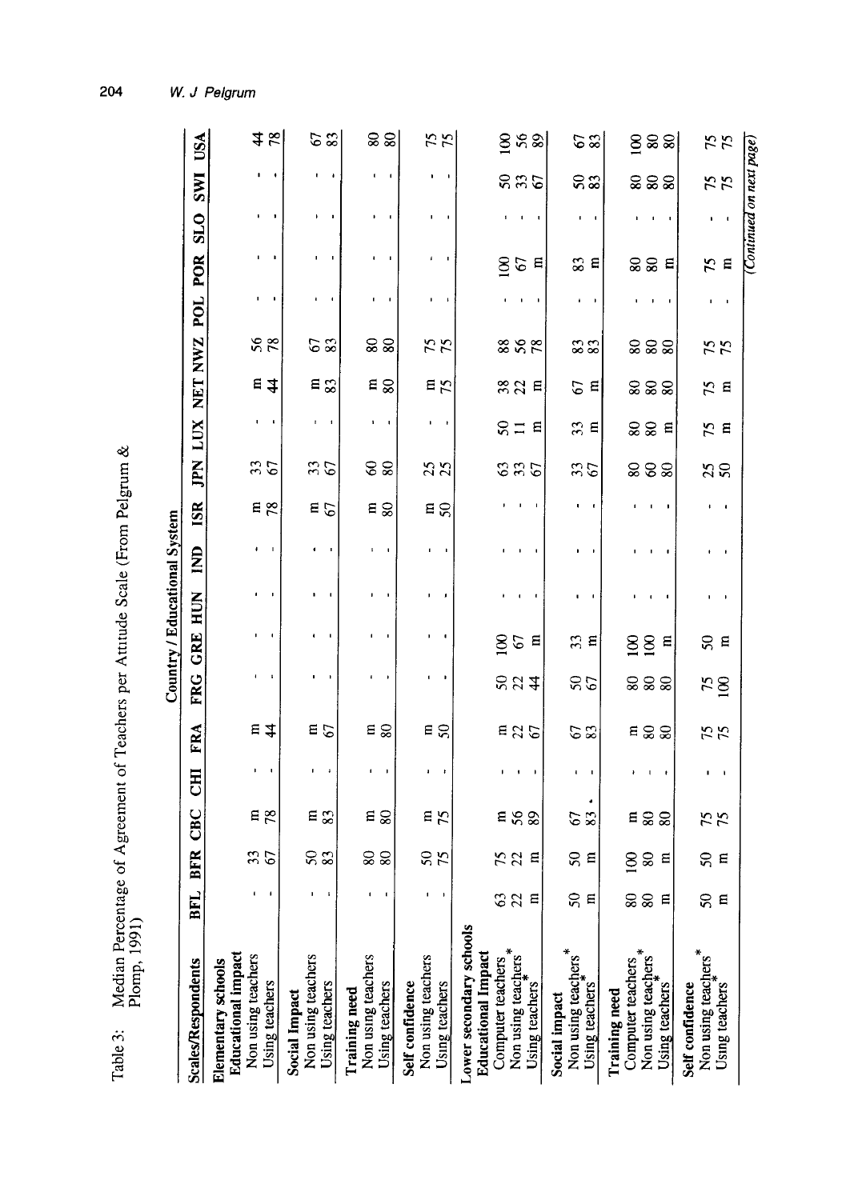Table 3: Median Percentage of Agreement of Teachers per Attitude Scale (From Pelgrum & Plomp, 1991)

| Scales/Respondents | Country / Educational System | | | | | | | | | | | | | | | | | | |
|---|---|---|---|---|---|---|---|---|---|---|---|---|---|---|---|---|---|---|---|
| | BFL | BFR | CBC | CHI | FRA | FRG | GRE | HUN | IND | ISR | JPN | LUX | NET | NWZ | POL | POR | SLO | SWI | USA |
| **Elementary schools** | | | | | | | | | | | | | | | | | | | |
| **Educational impact** | | | | | | | | | | | | | | | | | | | |
| Non using teachers | - | 33 | m | - | m | - | - | - | - | m | 33 | - | m | 56 | - | - | - | - | 44 |
| Using teachers | - | 67 | 78 | - | 44 | - | - | - | - | 78 | 67 | - | 44 | 78 | - | - | - | - | 78 |
| **Social Impact** | | | | | | | | | | | | | | | | | | | |
| Non using teachers | - | 50 | m | - | m | - | - | - | - | m | 33 | - | m | 67 | - | - | - | - | 67 |
| Using teachers | - | 83 | 83 | - | 67 | - | - | - | - | 67 | 67 | - | 83 | 83 | - | - | - | - | 83 |
| **Training need** | | | | | | | | | | | | | | | | | | | |
| Non using teachers | - | 80 | m | - | m | - | - | - | - | m | 60 | - | m | 80 | - | - | - | - | 80 |
| Using teachers | - | 80 | 80 | - | 80 | - | - | - | - | 80 | 80 | - | 80 | 80 | - | - | - | - | 80 |
| **Self confidence** | | | | | | | | | | | | | | | | | | | |
| Non using teachers | - | 50 | m | - | m | - | - | - | - | m | 25 | - | m | 75 | - | - | - | - | 75 |
| Using teachers | - | 75 | 75 | - | 50 | - | - | - | - | 50 | 25 | - | 75 | 75 | - | - | - | - | 75 |
| **Lower secondary schools** | | | | | | | | | | | | | | | | | | | |
| **Educational Impact** | | | | | | | | | | | | | | | | | | | |
| Computer teachers* | 63 | 75 | m | - | m | 50 | 100 | - | - | - | 63 | 50 | 38 | 88 | - | 100 | - | 50 | 100 |
| Non using teachers* | 22 | 22 | 56 | - | 22 | 22 | 67 | - | - | - | 33 | 11 | 22 | 56 | - | 67 | - | 33 | 56 |
| Using teachers* | m | m | 89 | - | 67 | 44 | m | - | - | - | 67 | m | m | 78 | - | m | - | 67 | 89 |
| **Social impact** | | | | | | | | | | | | | | | | | | | |
| Non using teachers* | 50 | 50 | 67 | - | 67 | 50 | 33 | - | - | - | 33 | 33 | 67 | 83 | - | 83 | - | 50 | 67 |
| Using teachers* | m | m | 83 | - | 83 | 67 | m | - | - | - | 67 | m | m | 83 | - | m | - | 83 | 83 |
| **Training need** | | | | | | | | | | | | | | | | | | | |
| Computer teachers* | 80 | 100 | m | - | m | 80 | 100 | - | - | - | 80 | 80 | 80 | 80 | - | 80 | - | 80 | 100 |
| Non using teachers* | 80 | 80 | 80 | - | 80 | 80 | 100 | - | - | - | 60 | 80 | 80 | 80 | - | 80 | - | 80 | 80 |
| Using teachers | m | m | 80 | - | 80 | 80 | m | - | - | - | 80 | m | 80 | 80 | - | m | - | 80 | 80 |
| **Self confidence** | | | | | | | | | | | | | | | | | | | |
| Non using teachers* | 50 | 50 | 75 | - | 75 | 75 | 50 | - | - | - | 25 | 75 | 75 | 75 | - | 75 | - | 75 | 75 |
| Using teachers* | m | m | 75 | - | 75 | 100 | m | - | - | - | 50 | m | m | 75 | - | m | - | 75 | 75 |

*(Continued on next page)*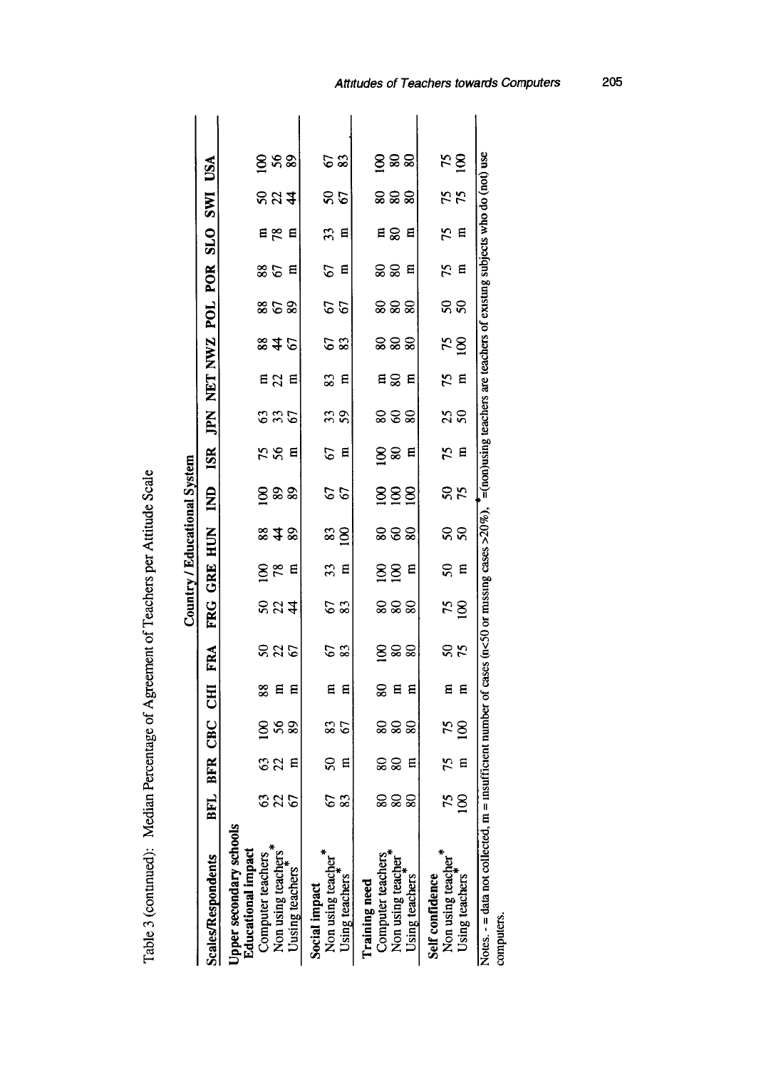Table 3 (continued): Median Percentage of Agreement of Teachers per Attitude Scale

| | Country / Educational System | | | | | | | | | | | | | | | | | | |
|---|---|---|---|---|---|---|---|---|---|---|---|---|---|---|---|---|---|---|---|
| Scales/Respondents | BFL | BFR | CBC | CHI | FRA | FRG | GRE | HUN | IND | ISR | JPN | NET | NWZ | POL | POR | SLO | SWI | USA |
| **Upper secondary schools** | | | | | | | | | | | | | | | | | | |
| **Educational impact** | | | | | | | | | | | | | | | | | | |
| Computer teachers | 63 | 63 | 100 | 88 | 50 | 50 | 100 | 88 | 100 | 75 | 63 | m | 88 | 88 | 88 | m | 50 | 100 |
| Non using teachers* | 22 | 22 | 56 | m | 22 | 22 | 78 | 44 | 89 | 56 | 33 | 22 | 44 | 67 | 67 | 78 | 22 | 56 |
| Using teachers* | 67 | m | 89 | m | 67 | 44 | m | 89 | 89 | m | 67 | m | 67 | 89 | m | m | 44 | 89 |
| **Social impact** | | | | | | | | | | | | | | | | | | |
| Non using teacher* | 67 | 50 | 83 | m | 67 | 67 | 33 | 83 | 67 | 67 | 33 | 83 | 67 | 67 | 67 | 33 | 50 | 67 |
| Using teachers* | 83 | m | 67 | m | 83 | 83 | m | 100 | 67 | m | 59 | m | 83 | 67 | m | m | 67 | 83 |
| **Training need** | | | | | | | | | | | | | | | | | | |
| Computer teachers | 80 | 80 | 80 | 80 | 100 | 80 | 100 | 80 | 100 | 100 | 80 | m | 80 | 80 | 80 | m | 80 | 100 |
| Non using teacher* | 80 | 80 | 80 | m | 80 | 80 | 100 | 60 | 100 | 80 | 60 | 80 | 80 | 80 | 80 | 80 | 80 | 80 |
| Using teachers* | 80 | m | 80 | m | 80 | 80 | m | 80 | 100 | m | 80 | m | 80 | 80 | m | m | 80 | 80 |
| **Self confidence** | | | | | | | | | | | | | | | | | | |
| Non using teacher* | 75 | 75 | 75 | m | 50 | 75 | 50 | 50 | 50 | 75 | 25 | 75 | 75 | 50 | 75 | 75 | 75 | 75 |
| Using teachers* | 100 | m | 100 | m | 75 | 100 | m | 50 | 75 | m | 50 | m | 100 | 50 | m | m | 75 | 100 |

Notes. - = data not collected, m = insufficient number of cases (n<50 or missing cases >20%), * =(non)using teachers are teachers of existing subjects who do (not) use computers.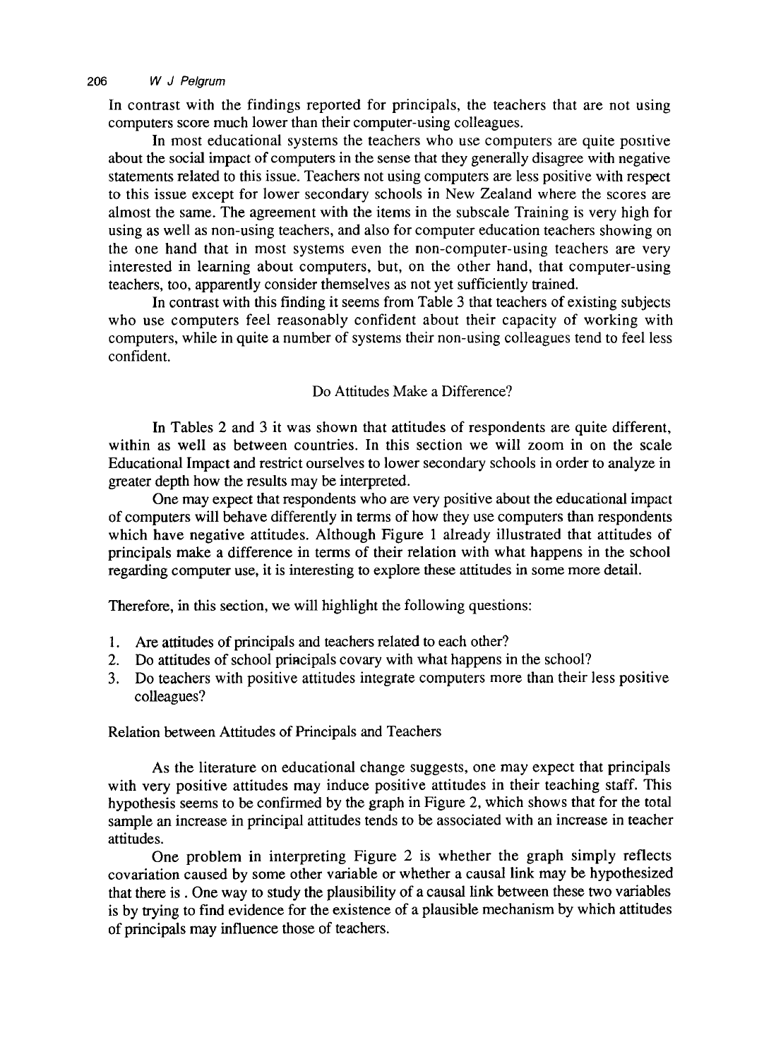In contrast with the findings reported for principals, the teachers that are not using computers score much lower than their computer-using colleagues.

In most educational systems the teachers who use computers are quite positive about the social impact of computers in the sense that they generally disagree with negative statements related to this issue. Teachers not using computers are less positive with respect to this issue except for lower secondary schools in New Zealand where the scores are almost the same. The agreement with the items in the subscale Training is very high for using as well as non-using teachers, and also for computer education teachers showing on the one hand that in most systems even the non-computer-using teachers are very interested in learning about computers, but, on the other hand, that computer-using teachers, too, apparently consider themselves as not yet sufficiently trained.

In contrast with this finding it seems from Table 3 that teachers of existing subjects who use computers feel reasonably confident about their capacity of working with computers, while in quite a number of systems their non-using colleagues tend to feel less confident.

## Do Attitudes Make a Difference?

In Tables 2 and 3 it was shown that attitudes of respondents are quite different, within as well as between countries. In this section we will zoom in on the scale Educational Impact and restrict ourselves to lower secondary schools in order to analyze in greater depth how the results may be interpreted.

One may expect that respondents who are very positive about the educational impact of computers will behave differently in terms of how they use computers than respondents which have negative attitudes. Although Figure 1 already illustrated that attitudes of principals make a difference in terms of their relation with what happens in the school regarding computer use, it is interesting to explore these attitudes in some more detail.

Therefore, in this section, we will highlight the following questions:

1. Are attitudes of principals and teachers related to each other?
2. Do attitudes of school principals covary with what happens in the school?
3. Do teachers with positive attitudes integrate computers more than their less positive colleagues?

### Relation between Attitudes of Principals and Teachers

As the literature on educational change suggests, one may expect that principals with very positive attitudes may induce positive attitudes in their teaching staff. This hypothesis seems to be confirmed by the graph in Figure 2, which shows that for the total sample an increase in principal attitudes tends to be associated with an increase in teacher attitudes.

One problem in interpreting Figure 2 is whether the graph simply reflects covariation caused by some other variable or whether a causal link may be hypothesized that there is . One way to study the plausibility of a causal link between these two variables is by trying to find evidence for the existence of a plausible mechanism by which attitudes of principals may influence those of teachers.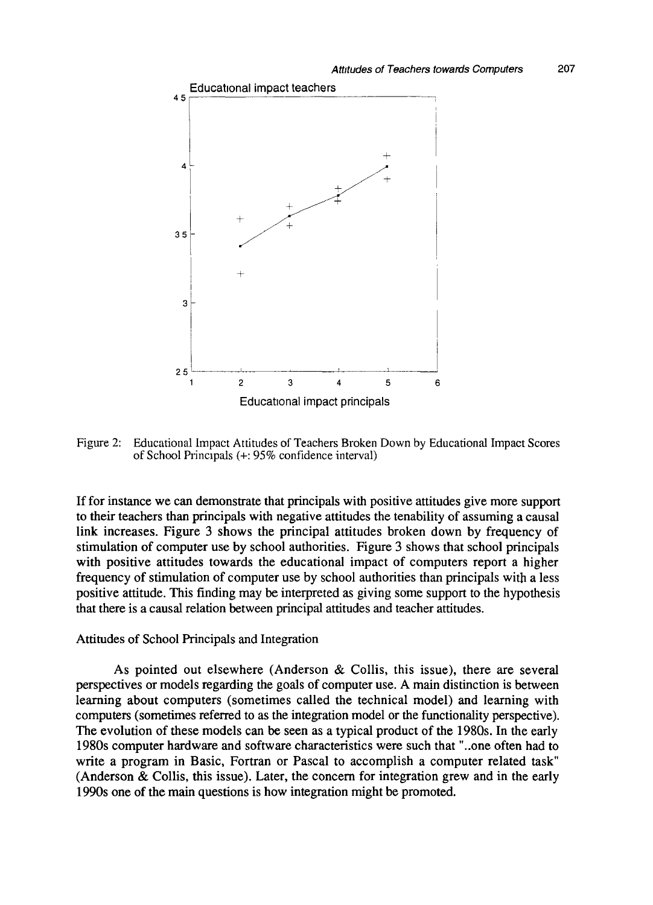Figure 2: Educational Impact Attitudes of Teachers Broken Down by Educational Impact Scores of School Principals (+: 95% confidence interval)

If for instance we can demonstrate that principals with positive attitudes give more support to their teachers than principals with negative attitudes the tenability of assuming a causal link increases. Figure 3 shows the principal attitudes broken down by frequency of stimulation of computer use by school authorities. Figure 3 shows that school principals with positive attitudes towards the educational impact of computers report a higher frequency of stimulation of computer use by school authorities than principals with a less positive attitude. This finding may be interpreted as giving some support to the hypothesis that there is a causal relation between principal attitudes and teacher attitudes.

## Attitudes of School Principals and Integration

As pointed out elsewhere (Anderson & Collis, this issue), there are several perspectives or models regarding the goals of computer use. A main distinction is between learning about computers (sometimes called the technical model) and learning with computers (sometimes referred to as the integration model or the functionality perspective). The evolution of these models can be seen as a typical product of the 1980s. In the early 1980s computer hardware and software characteristics were such that "..one often had to write a program in Basic, Fortran or Pascal to accomplish a computer related task" (Anderson & Collis, this issue). Later, the concern for integration grew and in the early 1990s one of the main questions is how integration might be promoted.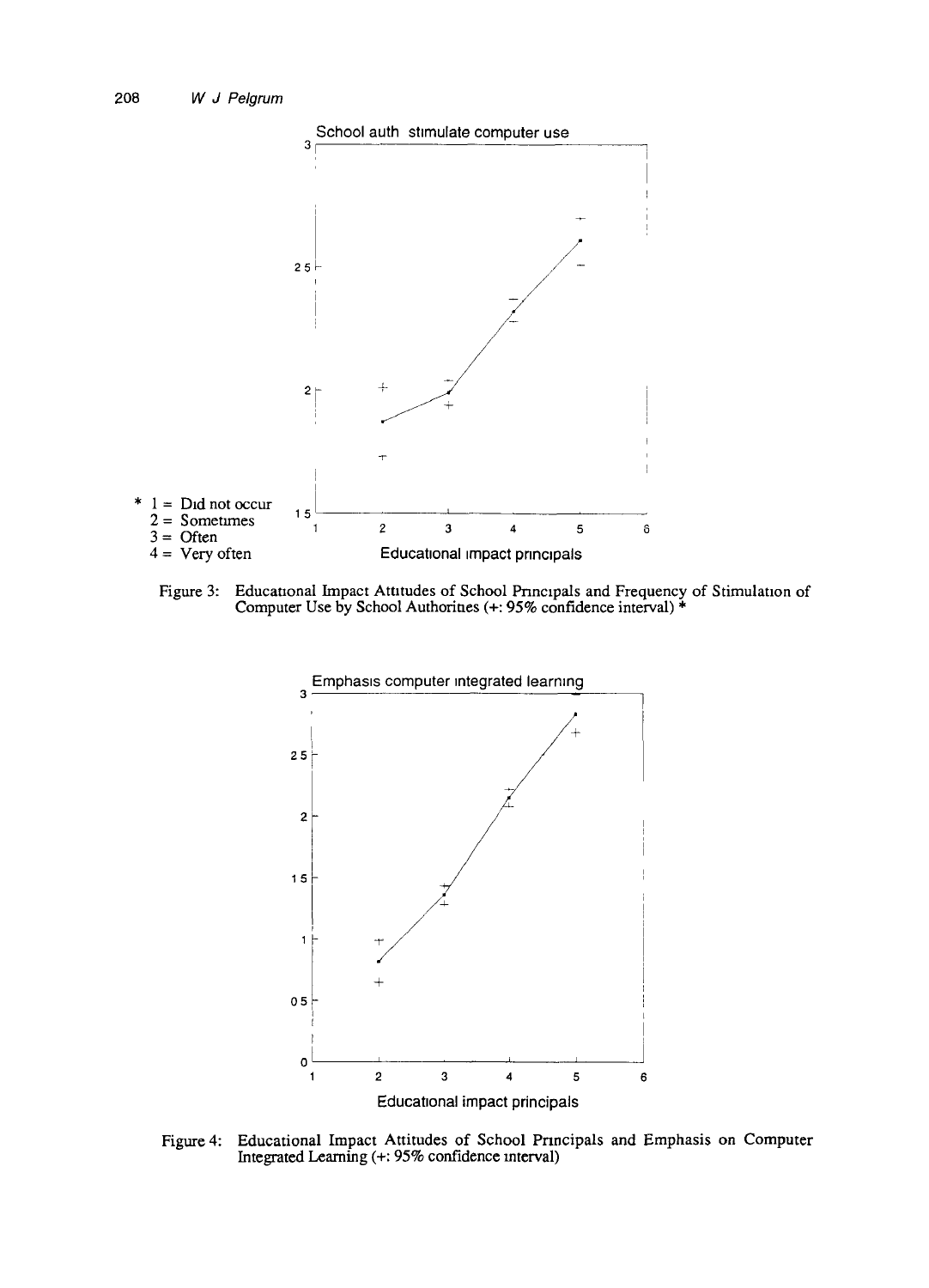School auth stimulate computer use

\* 1 = Did not occur
2 = Sometimes
3 = Often
4 = Very often

Educational impact principals

Figure 3: Educational Impact Attitudes of School Principals and Frequency of Stimulation of Computer Use by School Authorities (+: 95% confidence interval) *

Emphasis computer integrated learning

Educational impact principals

Figure 4: Educational Impact Attitudes of School Principals and Emphasis on Computer Integrated Learning (+: 95% confidence interval)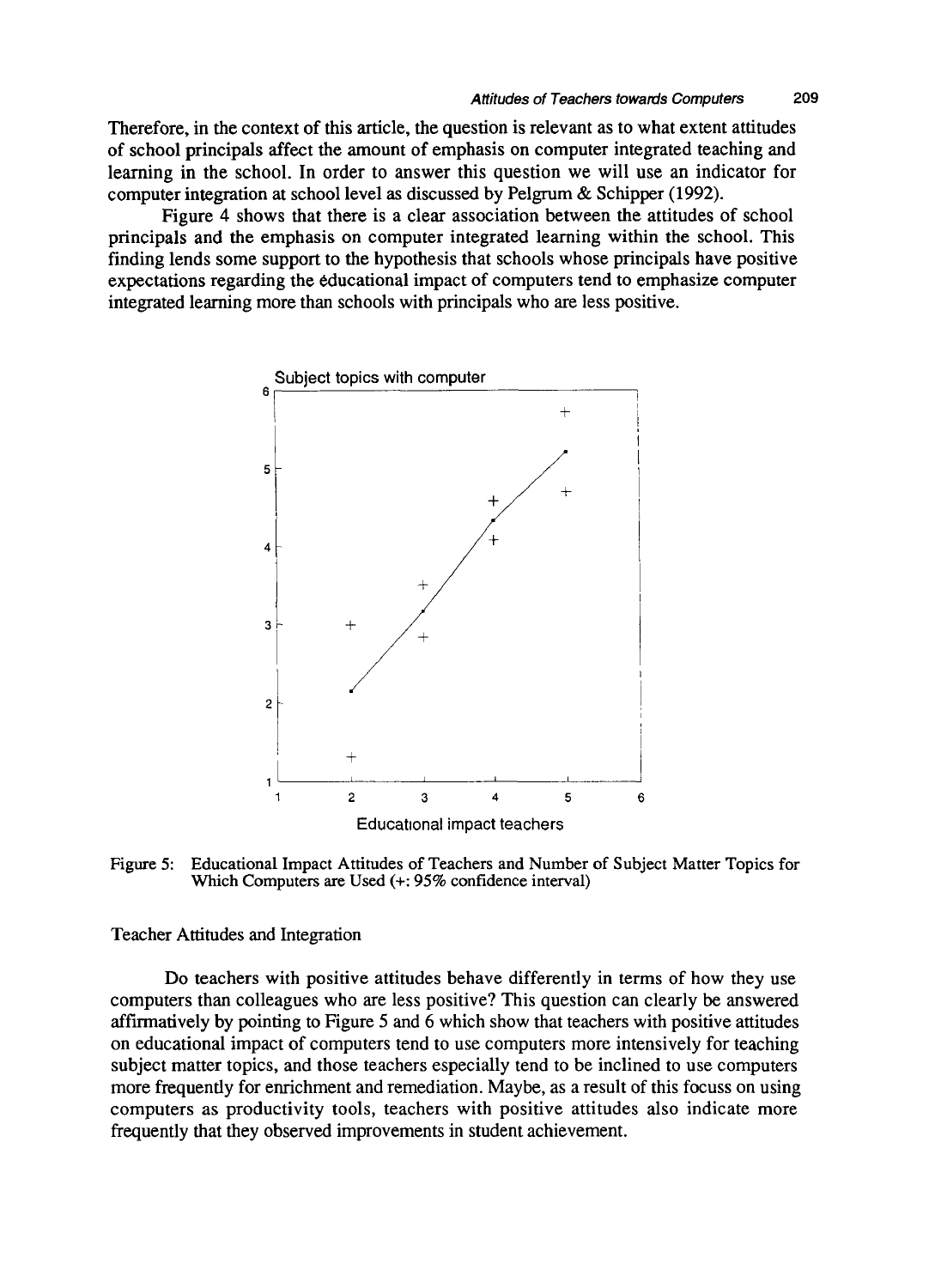Therefore, in the context of this article, the question is relevant as to what extent attitudes of school principals affect the amount of emphasis on computer integrated teaching and learning in the school. In order to answer this question we will use an indicator for computer integration at school level as discussed by Pelgrum & Schipper (1992).

Figure 4 shows that there is a clear association between the attitudes of school principals and the emphasis on computer integrated learning within the school. This finding lends some support to the hypothesis that schools whose principals have positive expectations regarding the educational impact of computers tend to emphasize computer integrated learning more than schools with principals who are less positive.

Figure 5: Educational Impact Attitudes of Teachers and Number of Subject Matter Topics for Which Computers are Used (+: 95% confidence interval)

### Teacher Attitudes and Integration

Do teachers with positive attitudes behave differently in terms of how they use computers than colleagues who are less positive? This question can clearly be answered affirmatively by pointing to Figure 5 and 6 which show that teachers with positive attitudes on educational impact of computers tend to use computers more intensively for teaching subject matter topics, and those teachers especially tend to be inclined to use computers more frequently for enrichment and remediation. Maybe, as a result of this focuss on using computers as productivity tools, teachers with positive attitudes also indicate more frequently that they observed improvements in student achievement.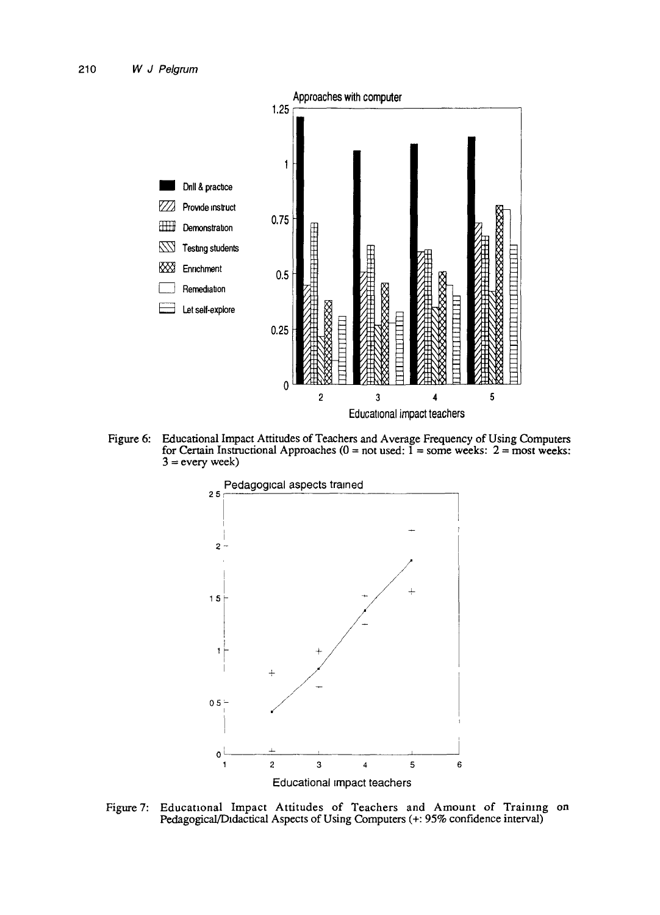Figure 6: Educational Impact Attitudes of Teachers and Average Frequency of Using Computers for Certain Instructional Approaches (0 = not used: 1 = some weeks: 2 = most weeks: 3 = every week)

Figure 7: Educational Impact Attitudes of Teachers and Amount of Training on Pedagogical/Didactical Aspects of Using Computers (+: 95% confidence interval)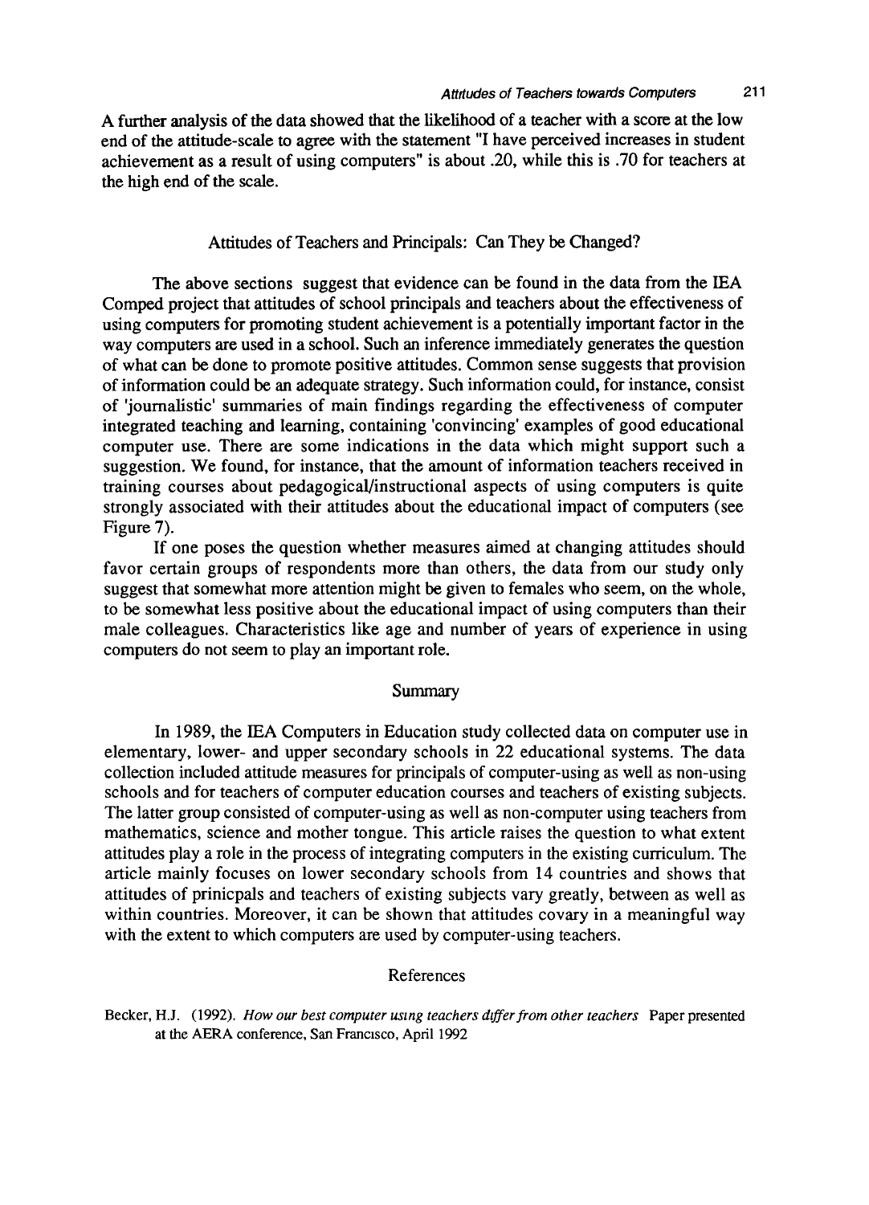A further analysis of the data showed that the likelihood of a teacher with a score at the low end of the attitude-scale to agree with the statement "I have perceived increases in student achievement as a result of using computers" is about .20, while this is .70 for teachers at the high end of the scale.

## Attitudes of Teachers and Principals: Can They be Changed?

The above sections suggest that evidence can be found in the data from the IEA Comped project that attitudes of school principals and teachers about the effectiveness of using computers for promoting student achievement is a potentially important factor in the way computers are used in a school. Such an inference immediately generates the question of what can be done to promote positive attitudes. Common sense suggests that provision of information could be an adequate strategy. Such information could, for instance, consist of 'journalistic' summaries of main findings regarding the effectiveness of computer integrated teaching and learning, containing 'convincing' examples of good educational computer use. There are some indications in the data which might support such a suggestion. We found, for instance, that the amount of information teachers received in training courses about pedagogical/instructional aspects of using computers is quite strongly associated with their attitudes about the educational impact of computers (see Figure 7).

If one poses the question whether measures aimed at changing attitudes should favor certain groups of respondents more than others, the data from our study only suggest that somewhat more attention might be given to females who seem, on the whole, to be somewhat less positive about the educational impact of using computers than their male colleagues. Characteristics like age and number of years of experience in using computers do not seem to play an important role.

## Summary

In 1989, the IEA Computers in Education study collected data on computer use in elementary, lower- and upper secondary schools in 22 educational systems. The data collection included attitude measures for principals of computer-using as well as non-using schools and for teachers of computer education courses and teachers of existing subjects. The latter group consisted of computer-using as well as non-computer using teachers from mathematics, science and mother tongue. This article raises the question to what extent attitudes play a role in the process of integrating computers in the existing curriculum. The article mainly focuses on lower secondary schools from 14 countries and shows that attitudes of prinicpals and teachers of existing subjects vary greatly, between as well as within countries. Moreover, it can be shown that attitudes covary in a meaningful way with the extent to which computers are used by computer-using teachers.

## References

Becker, H.J. (1992). *How our best computer using teachers differ from other teachers* Paper presented at the AERA conference, San Francisco, April 1992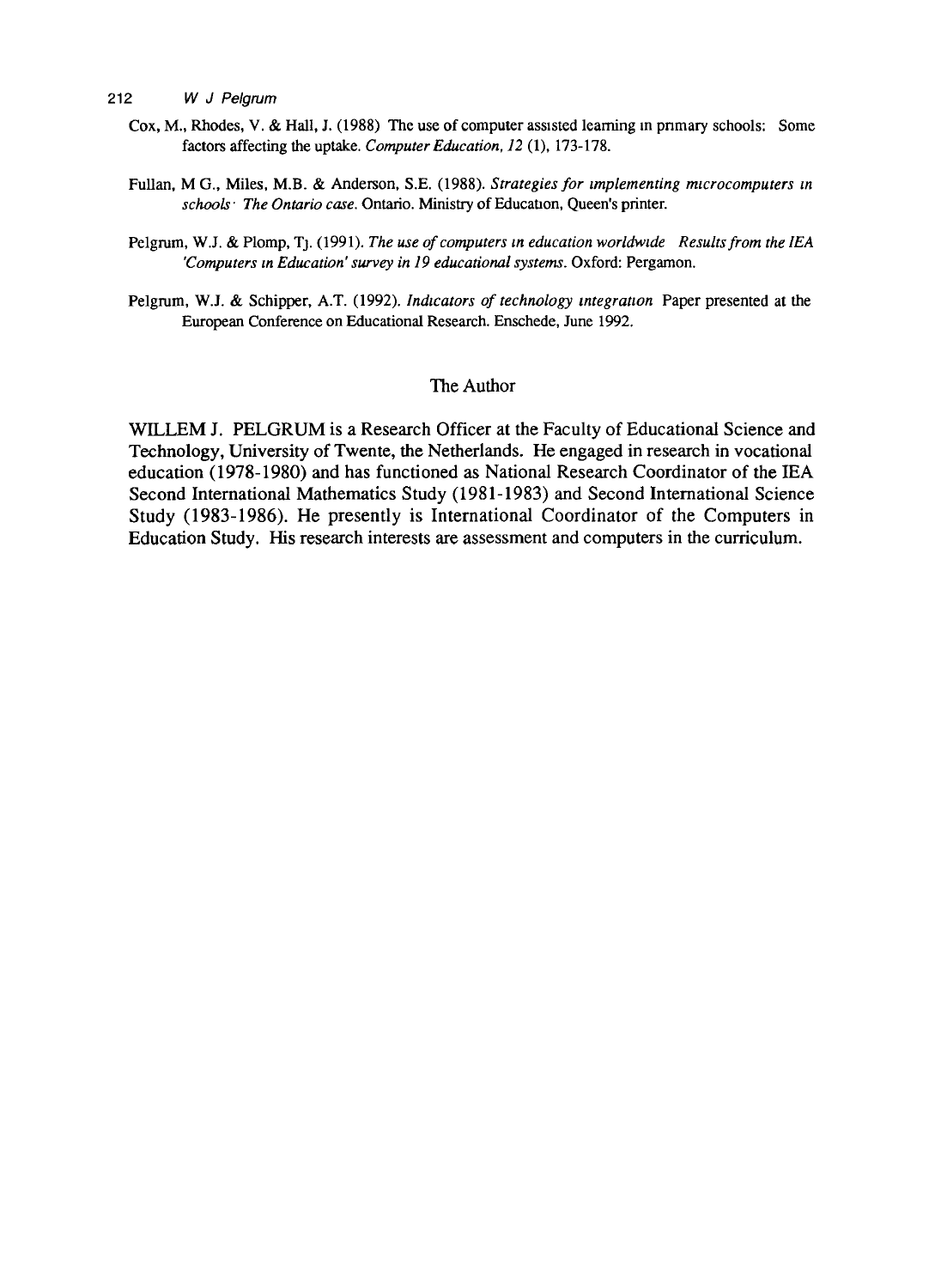Cox, M., Rhodes, V. & Hall, J. (1988) The use of computer assisted learning in primary schools: Some factors affecting the uptake. *Computer Education, 12* (1), 173-178.

Fullan, M G., Miles, M.B. & Anderson, S.E. (1988). *Strategies for implementing microcomputers in schools: The Ontario case*. Ontario. Ministry of Education, Queen's printer.

Pelgrum, W.J. & Plomp, Tj. (1991). *The use of computers in education worldwide Results from the IEA 'Computers in Education' survey in 19 educational systems*. Oxford: Pergamon.

Pelgrum, W.J. & Schipper, A.T. (1992). *Indicators of technology integration* Paper presented at the European Conference on Educational Research. Enschede, June 1992.

## The Author

WILLEM J. PELGRUM is a Research Officer at the Faculty of Educational Science and Technology, University of Twente, the Netherlands. He engaged in research in vocational education (1978-1980) and has functioned as National Research Coordinator of the IEA Second International Mathematics Study (1981-1983) and Second International Science Study (1983-1986). He presently is International Coordinator of the Computers in Education Study. His research interests are assessment and computers in the curriculum.